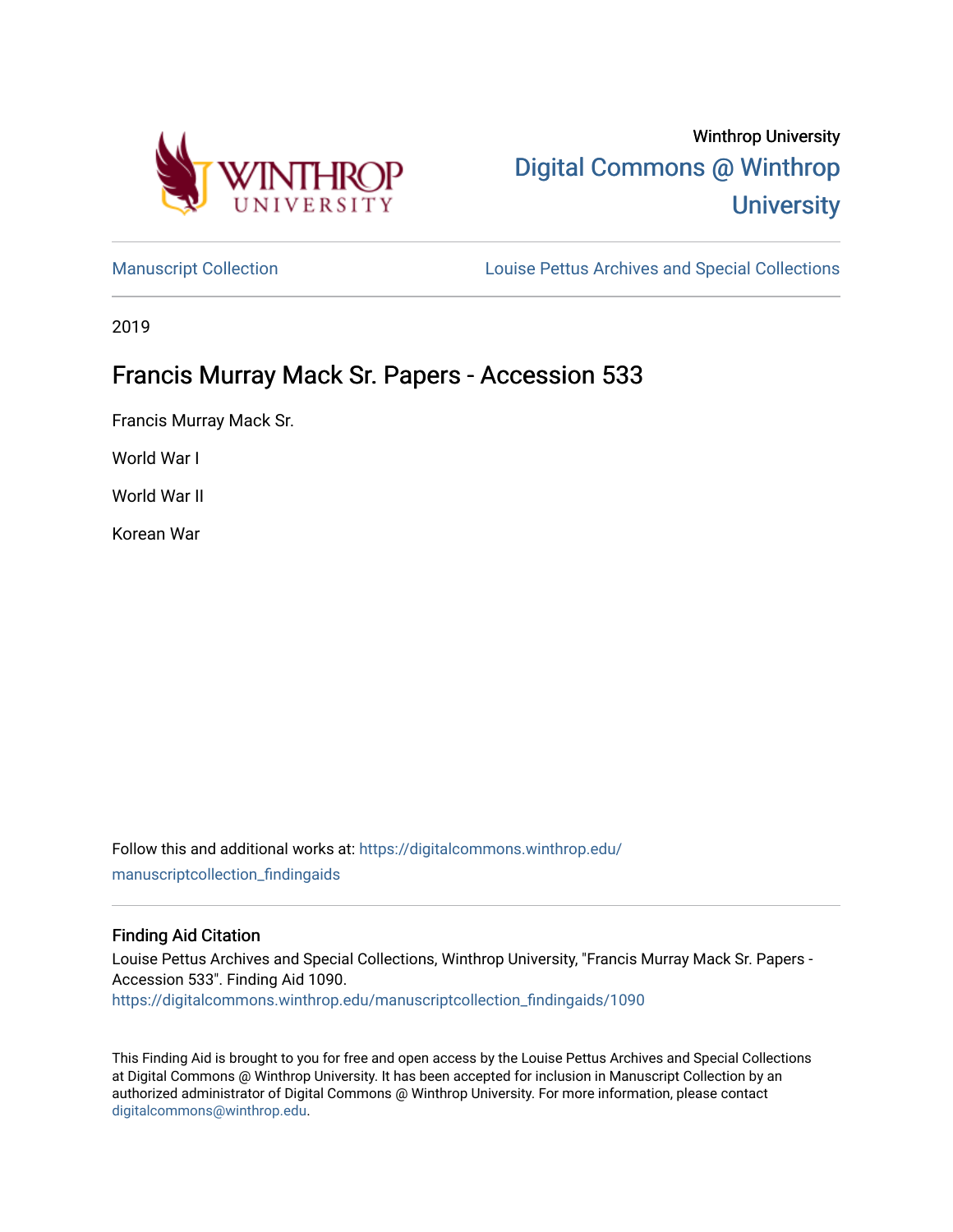Winthrop University

Digital Commons @ Winthrop University

Manuscript Collection | Louise Pettus Archives and Special Collections

2019

# Francis Murray Mack Sr. Papers - Accession 533

Francis Murray Mack Sr.

World War I

World War II

Korean War

Follow this and additional works at: https://digitalcommons.winthrop.edu/manuscriptcollection_findingaids

## Finding Aid Citation

Louise Pettus Archives and Special Collections, Winthrop University, "Francis Murray Mack Sr. Papers - Accession 533". Finding Aid 1090.
https://digitalcommons.winthrop.edu/manuscriptcollection_findingaids/1090

This Finding Aid is brought to you for free and open access by the Louise Pettus Archives and Special Collections at Digital Commons @ Winthrop University. It has been accepted for inclusion in Manuscript Collection by an authorized administrator of Digital Commons @ Winthrop University. For more information, please contact digitalcommons@winthrop.edu.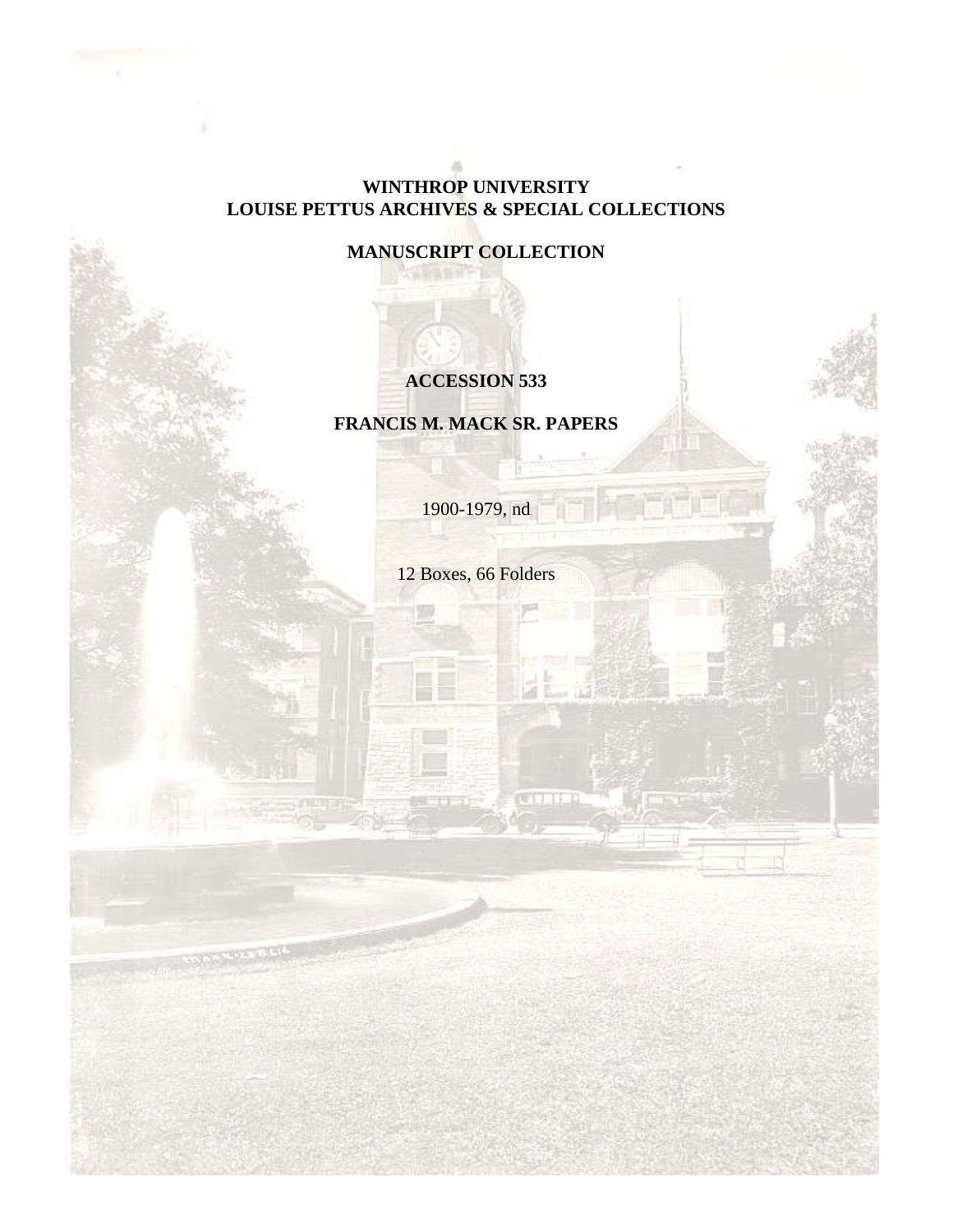**WINTHROP UNIVERSITY**
**LOUISE PETTUS ARCHIVES & SPECIAL COLLECTIONS**

**MANUSCRIPT COLLECTION**

**ACCESSION 533**

**FRANCIS M. MACK SR. PAPERS**

1900-1979, nd

12 Boxes, 66 Folders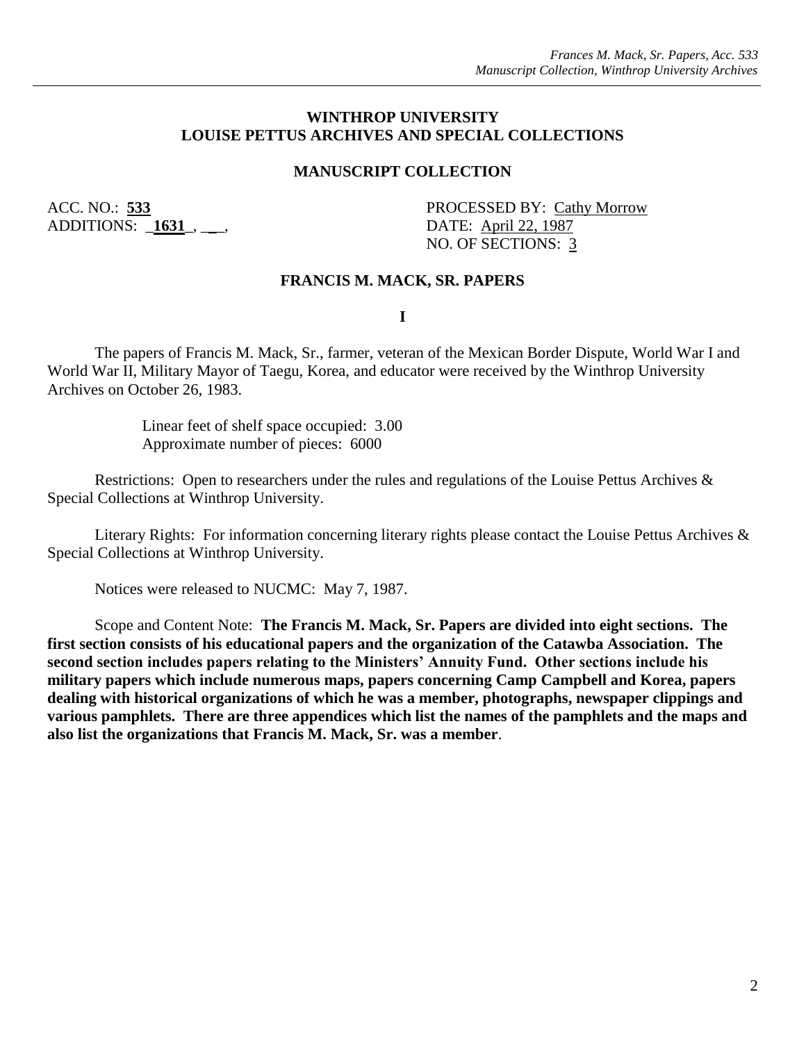**WINTHROP UNIVERSITY**
**LOUISE PETTUS ARCHIVES AND SPECIAL COLLECTIONS**

**MANUSCRIPT COLLECTION**

ACC. NO.: **533**
ADDITIONS: _**1631**_, ___,

PROCESSED BY: Cathy Morrow
DATE: April 22, 1987
NO. OF SECTIONS: 3

**FRANCIS M. MACK, SR. PAPERS**

**I**

The papers of Francis M. Mack, Sr., farmer, veteran of the Mexican Border Dispute, World War I and World War II, Military Mayor of Taegu, Korea, and educator were received by the Winthrop University Archives on October 26, 1983.

Linear feet of shelf space occupied: 3.00
Approximate number of pieces: 6000

Restrictions: Open to researchers under the rules and regulations of the Louise Pettus Archives & Special Collections at Winthrop University.

Literary Rights: For information concerning literary rights please contact the Louise Pettus Archives & Special Collections at Winthrop University.

Notices were released to NUCMC: May 7, 1987.

Scope and Content Note: **The Francis M. Mack, Sr. Papers are divided into eight sections. The first section consists of his educational papers and the organization of the Catawba Association. The second section includes papers relating to the Ministers' Annuity Fund. Other sections include his military papers which include numerous maps, papers concerning Camp Campbell and Korea, papers dealing with historical organizations of which he was a member, photographs, newspaper clippings and various pamphlets. There are three appendices which list the names of the pamphlets and the maps and also list the organizations that Francis M. Mack, Sr. was a member**.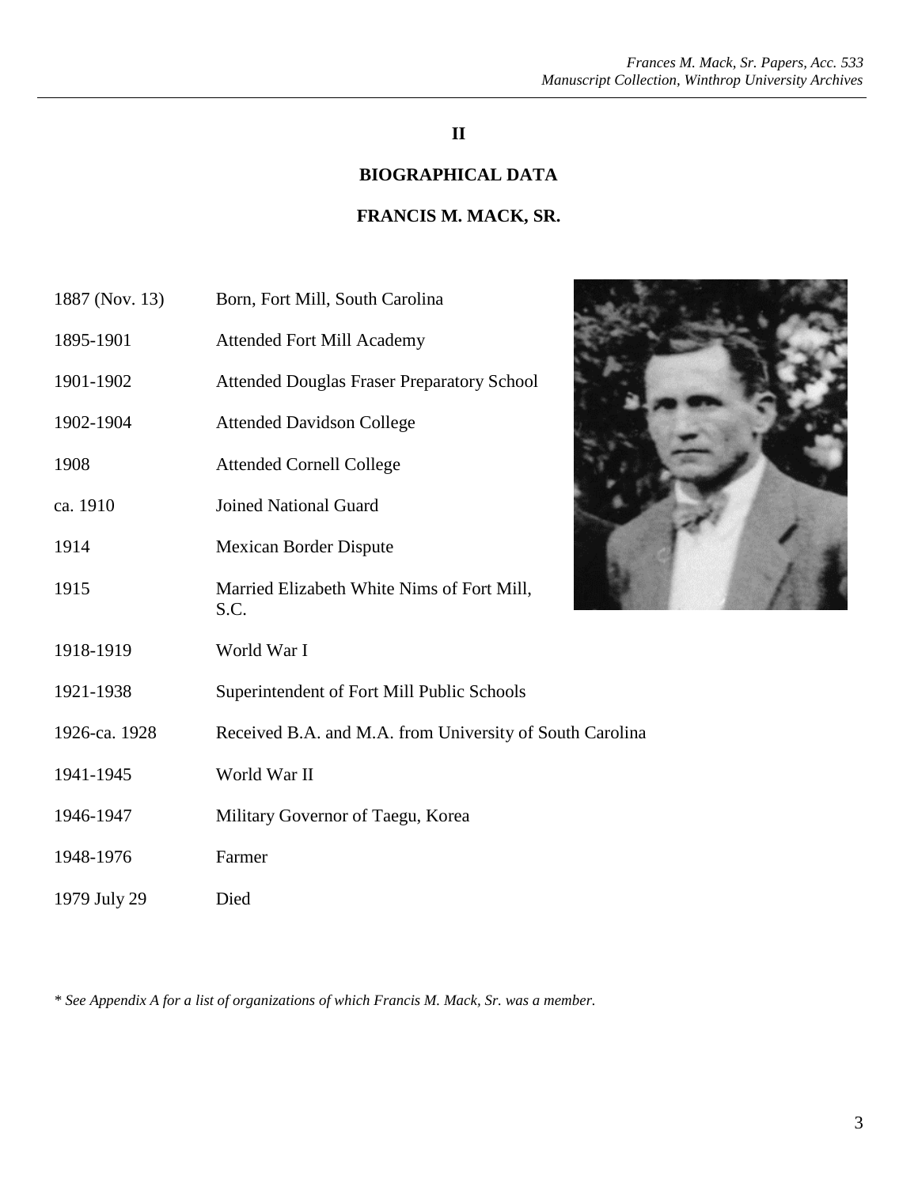# II

## BIOGRAPHICAL DATA

## FRANCIS M. MACK, SR.

| | |
|---|---|
| 1887 (Nov. 13) | Born, Fort Mill, South Carolina |
| 1895-1901 | Attended Fort Mill Academy |
| 1901-1902 | Attended Douglas Fraser Preparatory School |
| 1902-1904 | Attended Davidson College |
| 1908 | Attended Cornell College |
| ca. 1910 | Joined National Guard |
| 1914 | Mexican Border Dispute |
| 1915 | Married Elizabeth White Nims of Fort Mill, S.C. |
| 1918-1919 | World War I |
| 1921-1938 | Superintendent of Fort Mill Public Schools |
| 1926-ca. 1928 | Received B.A. and M.A. from University of South Carolina |
| 1941-1945 | World War II |
| 1946-1947 | Military Governor of Taegu, Korea |
| 1948-1976 | Farmer |
| 1979 July 29 | Died |

* *See Appendix A for a list of organizations of which Francis M. Mack, Sr. was a member.*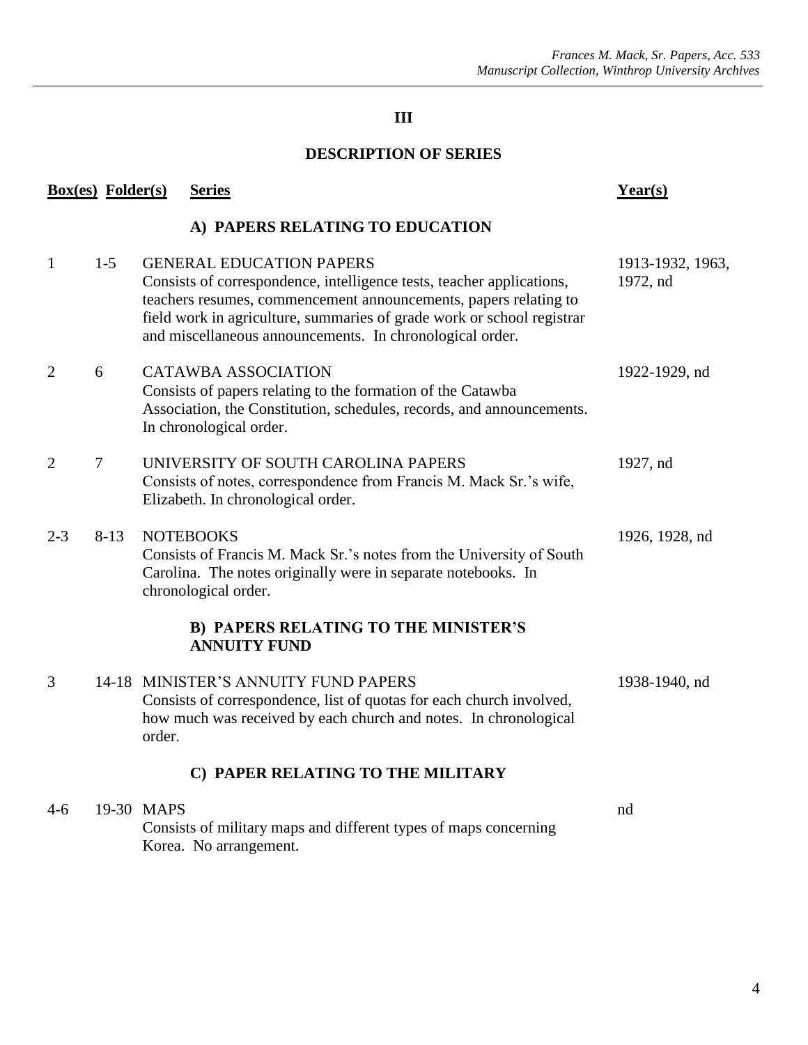## III

## DESCRIPTION OF SERIES

| Box(es) | Folder(s) | Series | Year(s) |
|---|---|---|---|
| | | **A) PAPERS RELATING TO EDUCATION** | |
| 1 | 1-5 | GENERAL EDUCATION PAPERS<br>Consists of correspondence, intelligence tests, teacher applications, teachers resumes, commencement announcements, papers relating to field work in agriculture, summaries of grade work or school registrar and miscellaneous announcements. In chronological order. | 1913-1932, 1963, 1972, nd |
| 2 | 6 | CATAWBA ASSOCIATION<br>Consists of papers relating to the formation of the Catawba Association, the Constitution, schedules, records, and announcements. In chronological order. | 1922-1929, nd |
| 2 | 7 | UNIVERSITY OF SOUTH CAROLINA PAPERS<br>Consists of notes, correspondence from Francis M. Mack Sr.'s wife, Elizabeth. In chronological order. | 1927, nd |
| 2-3 | 8-13 | NOTEBOOKS<br>Consists of Francis M. Mack Sr.'s notes from the University of South Carolina. The notes originally were in separate notebooks. In chronological order. | 1926, 1928, nd |
| | | **B) PAPERS RELATING TO THE MINISTER'S ANNUITY FUND** | |
| 3 | 14-18 | MINISTER'S ANNUITY FUND PAPERS<br>Consists of correspondence, list of quotas for each church involved, how much was received by each church and notes. In chronological order. | 1938-1940, nd |
| | | **C) PAPER RELATING TO THE MILITARY** | |
| 4-6 | 19-30 | MAPS<br>Consists of military maps and different types of maps concerning Korea. No arrangement. | nd |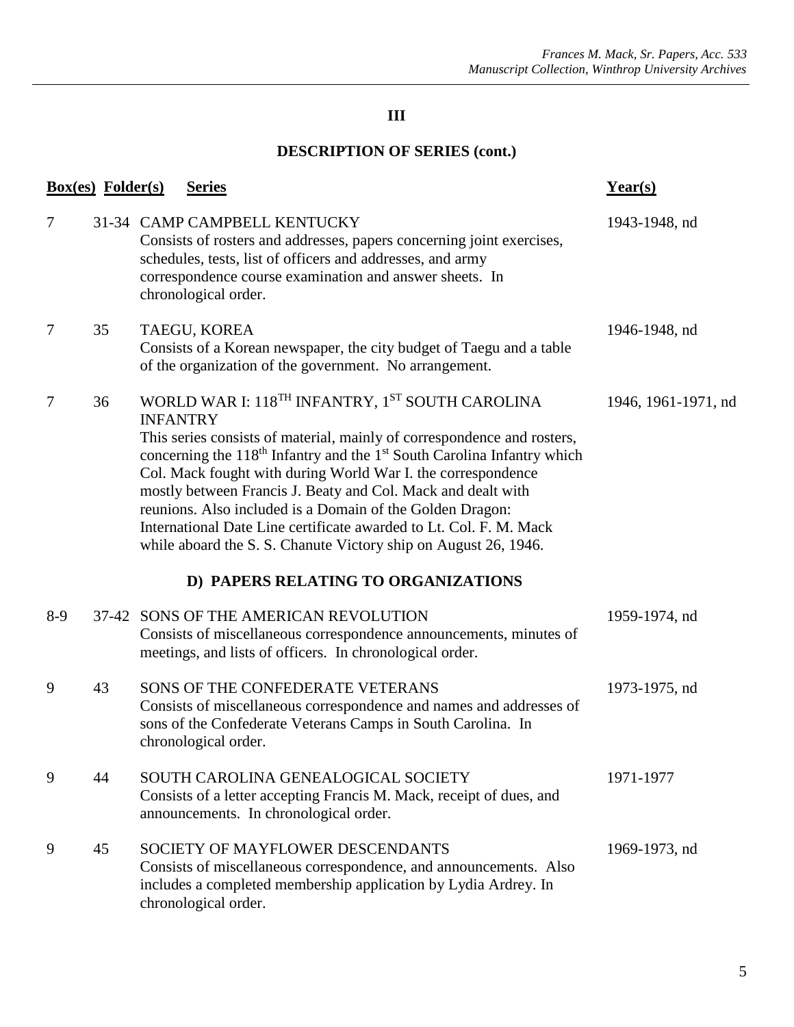## III

## DESCRIPTION OF SERIES (cont.)

| Box(es) | Folder(s) | Series | Year(s) |
|---|---|---|---|
| 7 | 31-34 | CAMP CAMPBELL KENTUCKY<br>Consists of rosters and addresses, papers concerning joint exercises, schedules, tests, list of officers and addresses, and army correspondence course examination and answer sheets. In chronological order. | 1943-1948, nd |
| 7 | 35 | TAEGU, KOREA<br>Consists of a Korean newspaper, the city budget of Taegu and a table of the organization of the government. No arrangement. | 1946-1948, nd |
| 7 | 36 | WORLD WAR I: 118TH INFANTRY, 1ST SOUTH CAROLINA INFANTRY<br>This series consists of material, mainly of correspondence and rosters, concerning the 118th Infantry and the 1st South Carolina Infantry which Col. Mack fought with during World War I. the correspondence mostly between Francis J. Beaty and Col. Mack and dealt with reunions. Also included is a Domain of the Golden Dragon: International Date Line certificate awarded to Lt. Col. F. M. Mack while aboard the S. S. Chanute Victory ship on August 26, 1946. | 1946, 1961-1971, nd |

### D) PAPERS RELATING TO ORGANIZATIONS

| Box(es) | Folder(s) | Series | Year(s) |
|---|---|---|---|
| 8-9 | 37-42 | SONS OF THE AMERICAN REVOLUTION<br>Consists of miscellaneous correspondence announcements, minutes of meetings, and lists of officers. In chronological order. | 1959-1974, nd |
| 9 | 43 | SONS OF THE CONFEDERATE VETERANS<br>Consists of miscellaneous correspondence and names and addresses of sons of the Confederate Veterans Camps in South Carolina. In chronological order. | 1973-1975, nd |
| 9 | 44 | SOUTH CAROLINA GENEALOGICAL SOCIETY<br>Consists of a letter accepting Francis M. Mack, receipt of dues, and announcements. In chronological order. | 1971-1977 |
| 9 | 45 | SOCIETY OF MAYFLOWER DESCENDANTS<br>Consists of miscellaneous correspondence, and announcements. Also includes a completed membership application by Lydia Ardrey. In chronological order. | 1969-1973, nd |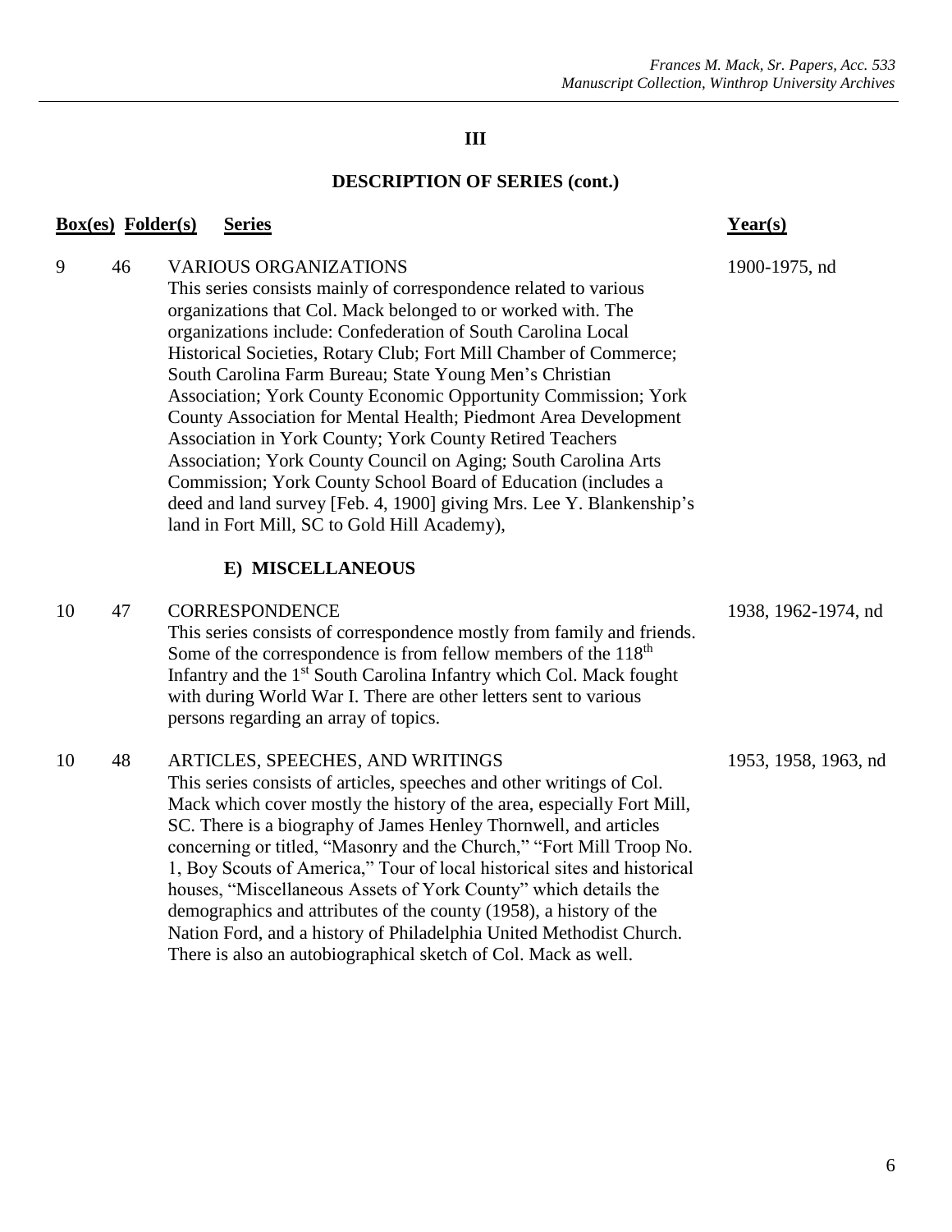## III

## DESCRIPTION OF SERIES (cont.)

| Box(es) | Folder(s) | Series | Year(s) |
|---|---|---|---|
| 9 | 46 | VARIOUS ORGANIZATIONS<br>This series consists mainly of correspondence related to various organizations that Col. Mack belonged to or worked with. The organizations include: Confederation of South Carolina Local Historical Societies, Rotary Club; Fort Mill Chamber of Commerce; South Carolina Farm Bureau; State Young Men's Christian Association; York County Economic Opportunity Commission; York County Association for Mental Health; Piedmont Area Development Association in York County; York County Retired Teachers Association; York County Council on Aging; South Carolina Arts Commission; York County School Board of Education (includes a deed and land survey [Feb. 4, 1900] giving Mrs. Lee Y. Blankenship's land in Fort Mill, SC to Gold Hill Academy), | 1900-1975, nd |
| | | **E) MISCELLANEOUS** | |
| 10 | 47 | CORRESPONDENCE<br>This series consists of correspondence mostly from family and friends. Some of the correspondence is from fellow members of the 118th Infantry and the 1st South Carolina Infantry which Col. Mack fought with during World War I. There are other letters sent to various persons regarding an array of topics. | 1938, 1962-1974, nd |
| 10 | 48 | ARTICLES, SPEECHES, AND WRITINGS<br>This series consists of articles, speeches and other writings of Col. Mack which cover mostly the history of the area, especially Fort Mill, SC. There is a biography of James Henley Thornwell, and articles concerning or titled, "Masonry and the Church," "Fort Mill Troop No. 1, Boy Scouts of America," Tour of local historical sites and historical houses, "Miscellaneous Assets of York County" which details the demographics and attributes of the county (1958), a history of the Nation Ford, and a history of Philadelphia United Methodist Church. There is also an autobiographical sketch of Col. Mack as well. | 1953, 1958, 1963, nd |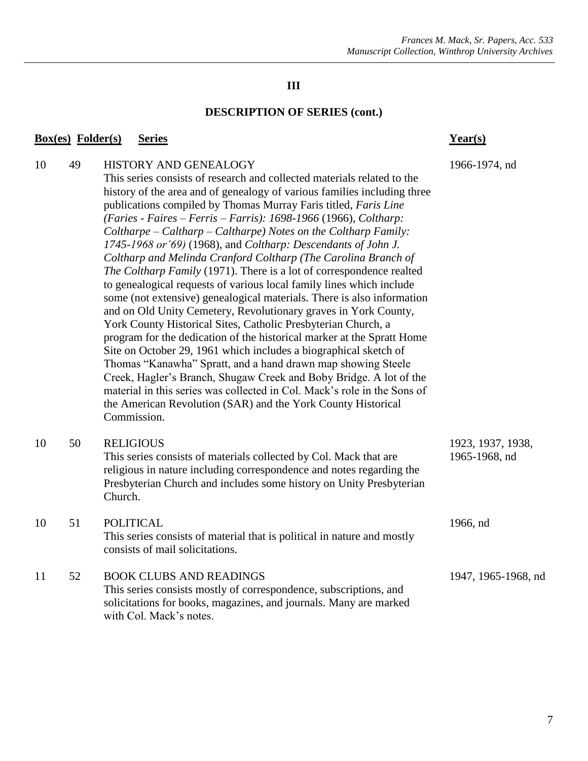## III

## DESCRIPTION OF SERIES (cont.)

| Box(es) | Folder(s) | Series | Year(s) |
|---|---|---|---|
| 10 | 49 | HISTORY AND GENEALOGY<br>This series consists of research and collected materials related to the history of the area and of genealogy of various families including three publications compiled by Thomas Murray Faris titled, *Faris Line (Faries - Faires – Ferris – Farris): 1698-1966* (1966), *Coltharp: Coltharpe – Caltharp – Caltharpe) Notes on the Coltharp Family: 1745-1968 or'69)* (1968), and *Coltharp: Descendants of John J. Coltharp and Melinda Cranford Coltharp (The Carolina Branch of The Coltharp Family* (1971). There is a lot of correspondence realted to genealogical requests of various local family lines which include some (not extensive) genealogical materials. There is also information and on Old Unity Cemetery, Revolutionary graves in York County, York County Historical Sites, Catholic Presbyterian Church, a program for the dedication of the historical marker at the Spratt Home Site on October 29, 1961 which includes a biographical sketch of Thomas "Kanawha" Spratt, and a hand drawn map showing Steele Creek, Hagler's Branch, Shugaw Creek and Boby Bridge. A lot of the material in this series was collected in Col. Mack's role in the Sons of the American Revolution (SAR) and the York County Historical Commission. | 1966-1974, nd |
| 10 | 50 | RELIGIOUS<br>This series consists of materials collected by Col. Mack that are religious in nature including correspondence and notes regarding the Presbyterian Church and includes some history on Unity Presbyterian Church. | 1923, 1937, 1938, 1965-1968, nd |
| 10 | 51 | POLITICAL<br>This series consists of material that is political in nature and mostly consists of mail solicitations. | 1966, nd |
| 11 | 52 | BOOK CLUBS AND READINGS<br>This series consists mostly of correspondence, subscriptions, and solicitations for books, magazines, and journals. Many are marked with Col. Mack's notes. | 1947, 1965-1968, nd |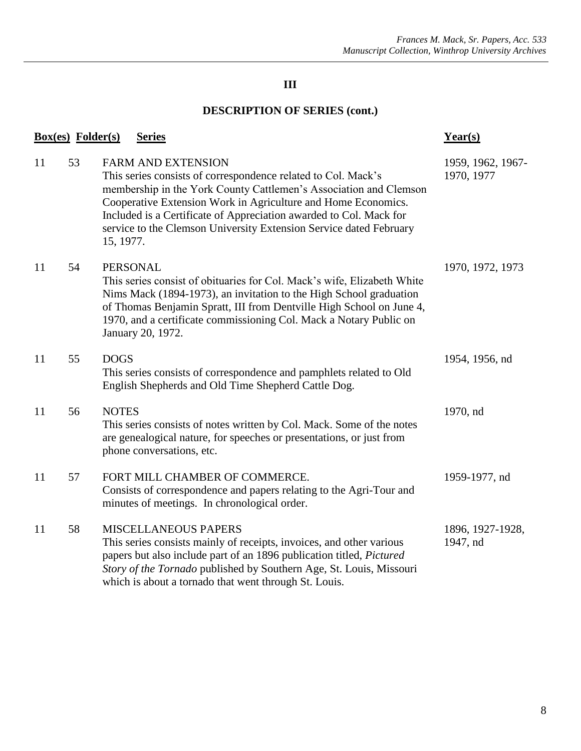## III

## DESCRIPTION OF SERIES (cont.)

| Box(es) | Folder(s) | Series | Year(s) |
|---|---|---|---|
| 11 | 53 | FARM AND EXTENSION<br>This series consists of correspondence related to Col. Mack's membership in the York County Cattlemen's Association and Clemson Cooperative Extension Work in Agriculture and Home Economics. Included is a Certificate of Appreciation awarded to Col. Mack for service to the Clemson University Extension Service dated February 15, 1977. | 1959, 1962, 1967-1970, 1977 |
| 11 | 54 | PERSONAL<br>This series consist of obituaries for Col. Mack's wife, Elizabeth White Nims Mack (1894-1973), an invitation to the High School graduation of Thomas Benjamin Spratt, III from Dentville High School on June 4, 1970, and a certificate commissioning Col. Mack a Notary Public on January 20, 1972. | 1970, 1972, 1973 |
| 11 | 55 | DOGS<br>This series consists of correspondence and pamphlets related to Old English Shepherds and Old Time Shepherd Cattle Dog. | 1954, 1956, nd |
| 11 | 56 | NOTES<br>This series consists of notes written by Col. Mack. Some of the notes are genealogical nature, for speeches or presentations, or just from phone conversations, etc. | 1970, nd |
| 11 | 57 | FORT MILL CHAMBER OF COMMERCE.<br>Consists of correspondence and papers relating to the Agri-Tour and minutes of meetings. In chronological order. | 1959-1977, nd |
| 11 | 58 | MISCELLANEOUS PAPERS<br>This series consists mainly of receipts, invoices, and other various papers but also include part of an 1896 publication titled, *Pictured Story of the Tornado* published by Southern Age, St. Louis, Missouri which is about a tornado that went through St. Louis. | 1896, 1927-1928, 1947, nd |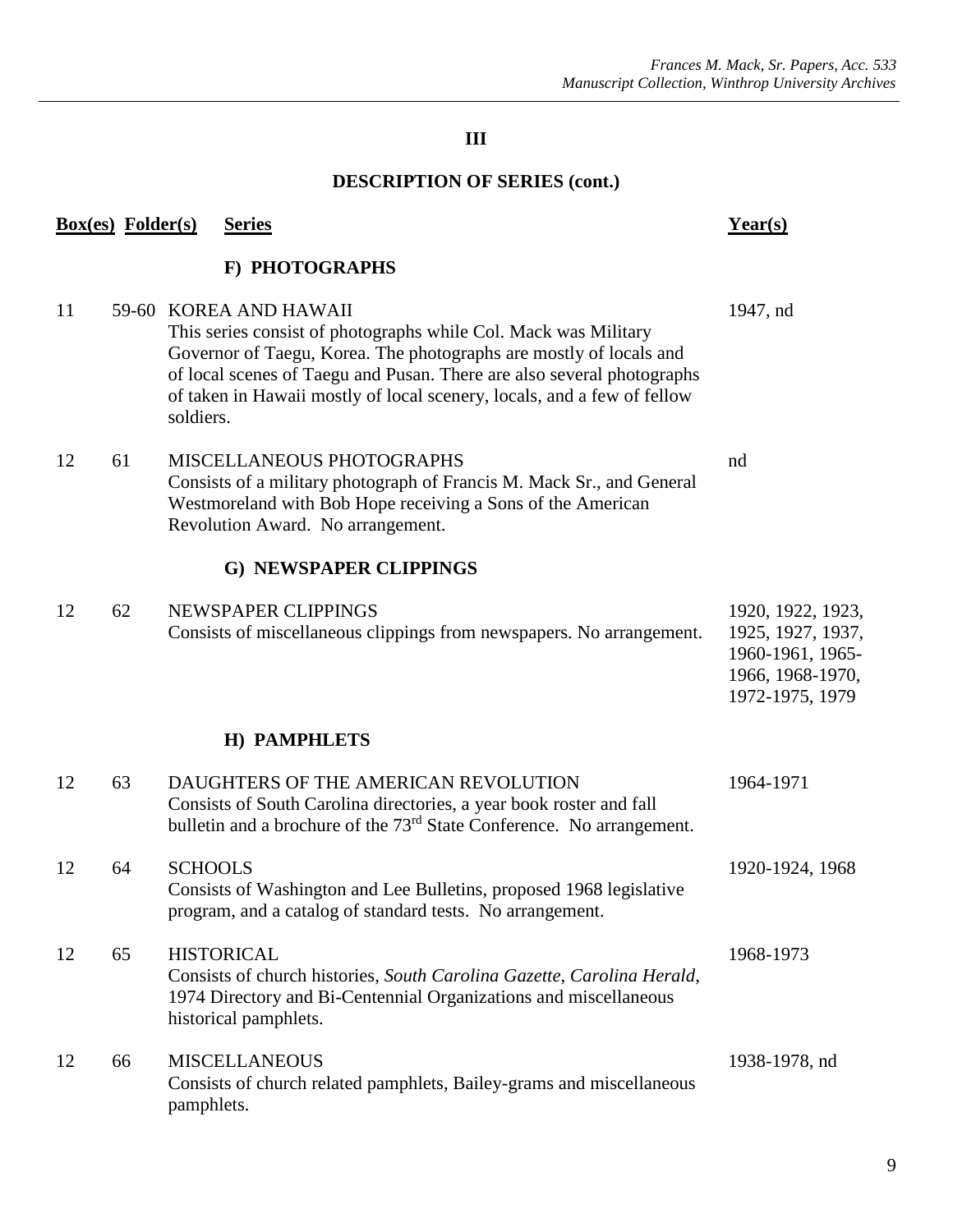## III

## DESCRIPTION OF SERIES (cont.)

| Box(es) | Folder(s) | Series | Year(s) |
|---|---|---|---|
| | | **F) PHOTOGRAPHS** | |
| 11 | 59-60 | KOREA AND HAWAII<br>This series consist of photographs while Col. Mack was Military Governor of Taegu, Korea. The photographs are mostly of locals and of local scenes of Taegu and Pusan. There are also several photographs of taken in Hawaii mostly of local scenery, locals, and a few of fellow soldiers. | 1947, nd |
| 12 | 61 | MISCELLANEOUS PHOTOGRAPHS<br>Consists of a military photograph of Francis M. Mack Sr., and General Westmoreland with Bob Hope receiving a Sons of the American Revolution Award. No arrangement. | nd |
| | | **G) NEWSPAPER CLIPPINGS** | |
| 12 | 62 | NEWSPAPER CLIPPINGS<br>Consists of miscellaneous clippings from newspapers. No arrangement. | 1920, 1922, 1923, 1925, 1927, 1937, 1960-1961, 1965-1966, 1968-1970, 1972-1975, 1979 |
| | | **H) PAMPHLETS** | |
| 12 | 63 | DAUGHTERS OF THE AMERICAN REVOLUTION<br>Consists of South Carolina directories, a year book roster and fall bulletin and a brochure of the 73rd State Conference. No arrangement. | 1964-1971 |
| 12 | 64 | SCHOOLS<br>Consists of Washington and Lee Bulletins, proposed 1968 legislative program, and a catalog of standard tests. No arrangement. | 1920-1924, 1968 |
| 12 | 65 | HISTORICAL<br>Consists of church histories, *South Carolina Gazette*, *Carolina Herald*, 1974 Directory and Bi-Centennial Organizations and miscellaneous historical pamphlets. | 1968-1973 |
| 12 | 66 | MISCELLANEOUS<br>Consists of church related pamphlets, Bailey-grams and miscellaneous pamphlets. | 1938-1978, nd |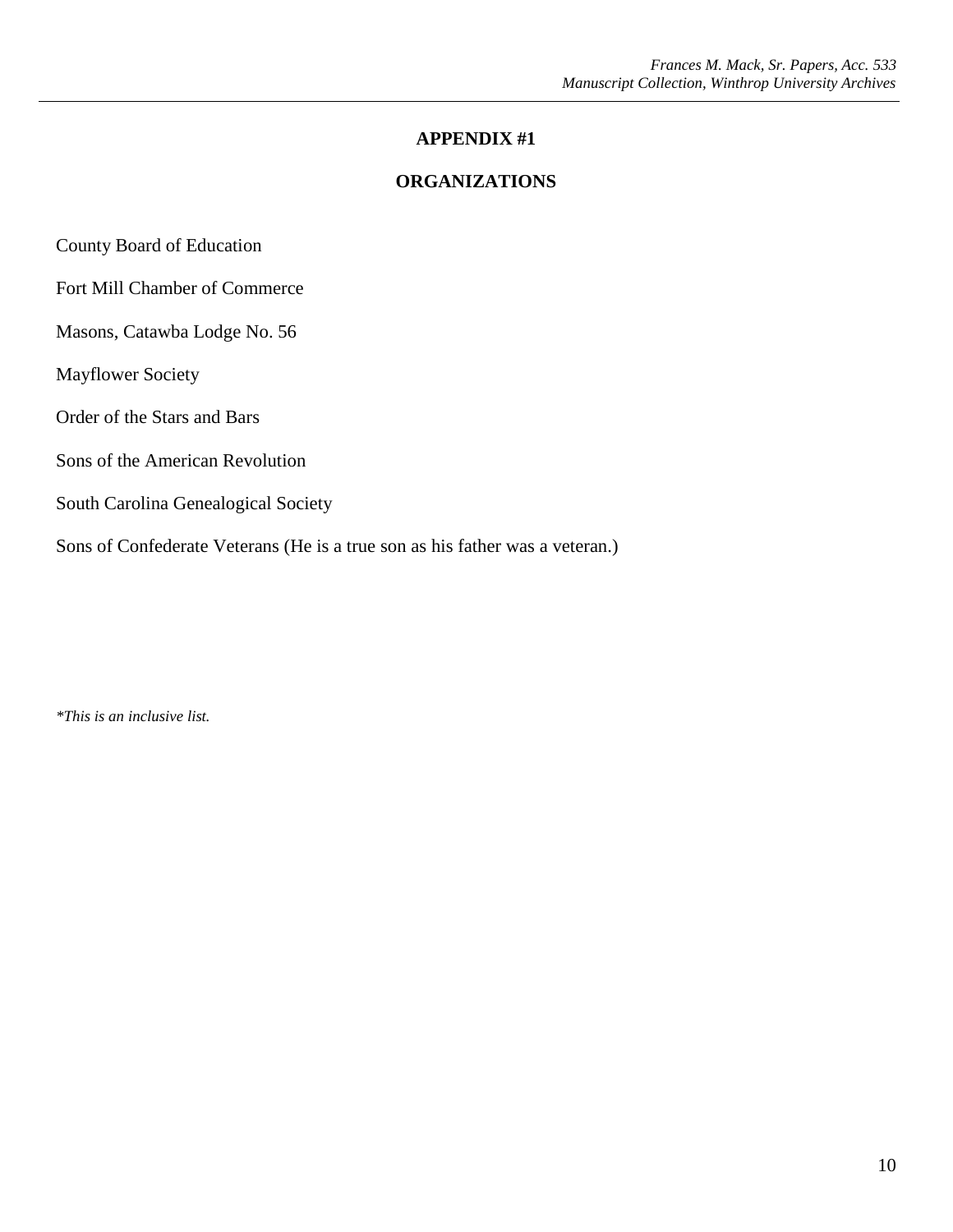## APPENDIX #1

## ORGANIZATIONS

County Board of Education

Fort Mill Chamber of Commerce

Masons, Catawba Lodge No. 56

Mayflower Society

Order of the Stars and Bars

Sons of the American Revolution

South Carolina Genealogical Society

Sons of Confederate Veterans (He is a true son as his father was a veteran.)

*\*This is an inclusive list.*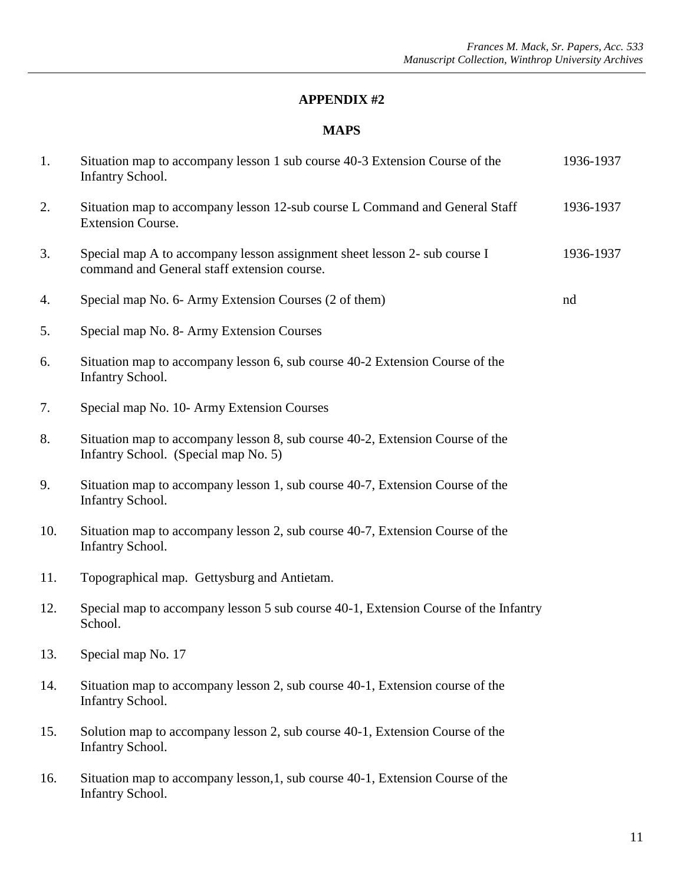## APPENDIX #2

## MAPS

| | | |
|---|---|---|
| 1. | Situation map to accompany lesson 1 sub course 40-3 Extension Course of the Infantry School. | 1936-1937 |
| 2. | Situation map to accompany lesson 12-sub course L Command and General Staff Extension Course. | 1936-1937 |
| 3. | Special map A to accompany lesson assignment sheet lesson 2- sub course I command and General staff extension course. | 1936-1937 |
| 4. | Special map No. 6- Army Extension Courses (2 of them) | nd |
| 5. | Special map No. 8- Army Extension Courses | |
| 6. | Situation map to accompany lesson 6, sub course 40-2 Extension Course of the Infantry School. | |
| 7. | Special map No. 10- Army Extension Courses | |
| 8. | Situation map to accompany lesson 8, sub course 40-2, Extension Course of the Infantry School. (Special map No. 5) | |
| 9. | Situation map to accompany lesson 1, sub course 40-7, Extension Course of the Infantry School. | |
| 10. | Situation map to accompany lesson 2, sub course 40-7, Extension Course of the Infantry School. | |
| 11. | Topographical map. Gettysburg and Antietam. | |
| 12. | Special map to accompany lesson 5 sub course 40-1, Extension Course of the Infantry School. | |
| 13. | Special map No. 17 | |
| 14. | Situation map to accompany lesson 2, sub course 40-1, Extension course of the Infantry School. | |
| 15. | Solution map to accompany lesson 2, sub course 40-1, Extension Course of the Infantry School. | |
| 16. | Situation map to accompany lesson,1, sub course 40-1, Extension Course of the Infantry School. | |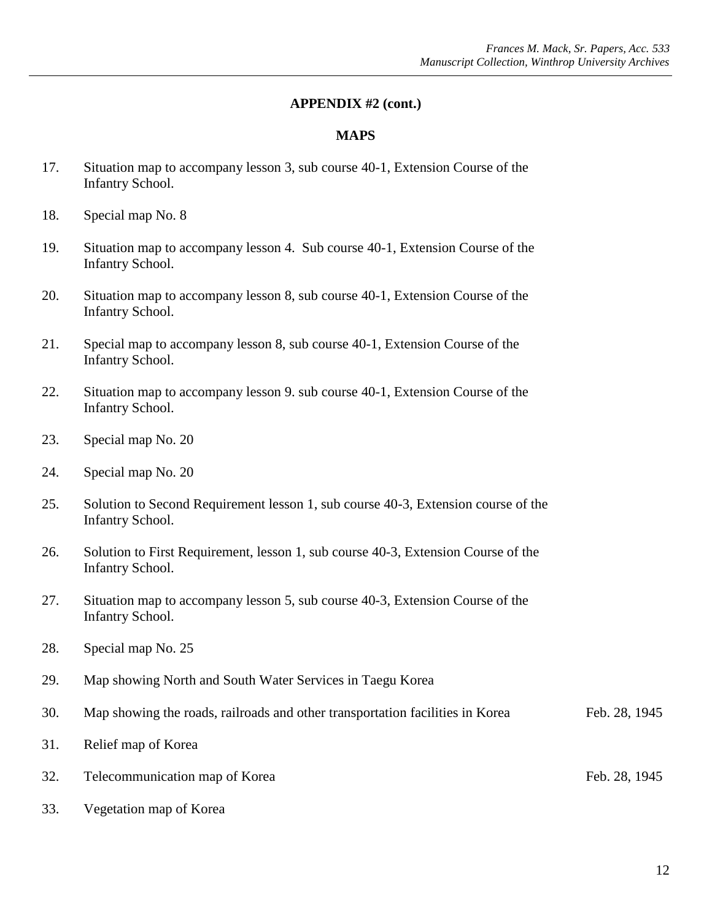**APPENDIX #2 (cont.)**

**MAPS**

17. Situation map to accompany lesson 3, sub course 40-1, Extension Course of the Infantry School.

18. Special map No. 8

19. Situation map to accompany lesson 4. Sub course 40-1, Extension Course of the Infantry School.

20. Situation map to accompany lesson 8, sub course 40-1, Extension Course of the Infantry School.

21. Special map to accompany lesson 8, sub course 40-1, Extension Course of the Infantry School.

22. Situation map to accompany lesson 9. sub course 40-1, Extension Course of the Infantry School.

23. Special map No. 20

24. Special map No. 20

25. Solution to Second Requirement lesson 1, sub course 40-3, Extension course of the Infantry School.

26. Solution to First Requirement, lesson 1, sub course 40-3, Extension Course of the Infantry School.

27. Situation map to accompany lesson 5, sub course 40-3, Extension Course of the Infantry School.

28. Special map No. 25

29. Map showing North and South Water Services in Taegu Korea

30. Map showing the roads, railroads and other transportation facilities in Korea — Feb. 28, 1945

31. Relief map of Korea

32. Telecommunication map of Korea — Feb. 28, 1945

33. Vegetation map of Korea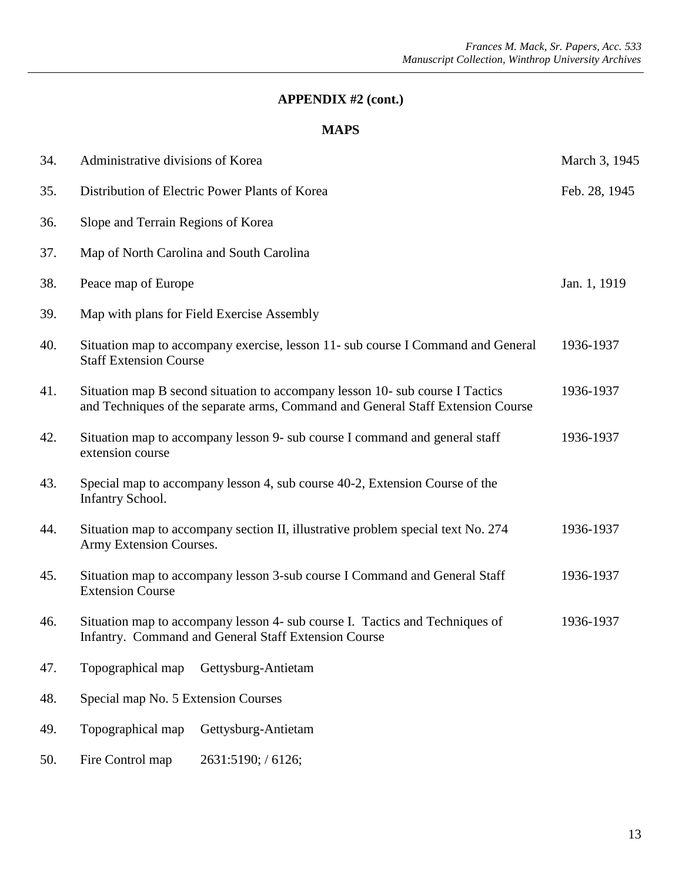## APPENDIX #2 (cont.)

### MAPS

| | | |
|---|---|---|
| 34. | Administrative divisions of Korea | March 3, 1945 |
| 35. | Distribution of Electric Power Plants of Korea | Feb. 28, 1945 |
| 36. | Slope and Terrain Regions of Korea | |
| 37. | Map of North Carolina and South Carolina | |
| 38. | Peace map of Europe | Jan. 1, 1919 |
| 39. | Map with plans for Field Exercise Assembly | |
| 40. | Situation map to accompany exercise, lesson 11- sub course I Command and General Staff Extension Course | 1936-1937 |
| 41. | Situation map B second situation to accompany lesson 10- sub course I Tactics and Techniques of the separate arms, Command and General Staff Extension Course | 1936-1937 |
| 42. | Situation map to accompany lesson 9- sub course I command and general staff extension course | 1936-1937 |
| 43. | Special map to accompany lesson 4, sub course 40-2, Extension Course of the Infantry School. | |
| 44. | Situation map to accompany section II, illustrative problem special text No. 274 Army Extension Courses. | 1936-1937 |
| 45. | Situation map to accompany lesson 3-sub course I Command and General Staff Extension Course | 1936-1937 |
| 46. | Situation map to accompany lesson 4- sub course I. Tactics and Techniques of Infantry. Command and General Staff Extension Course | 1936-1937 |
| 47. | Topographical map Gettysburg-Antietam | |
| 48. | Special map No. 5 Extension Courses | |
| 49. | Topographical map Gettysburg-Antietam | |
| 50. | Fire Control map 2631:5190; / 6126; | |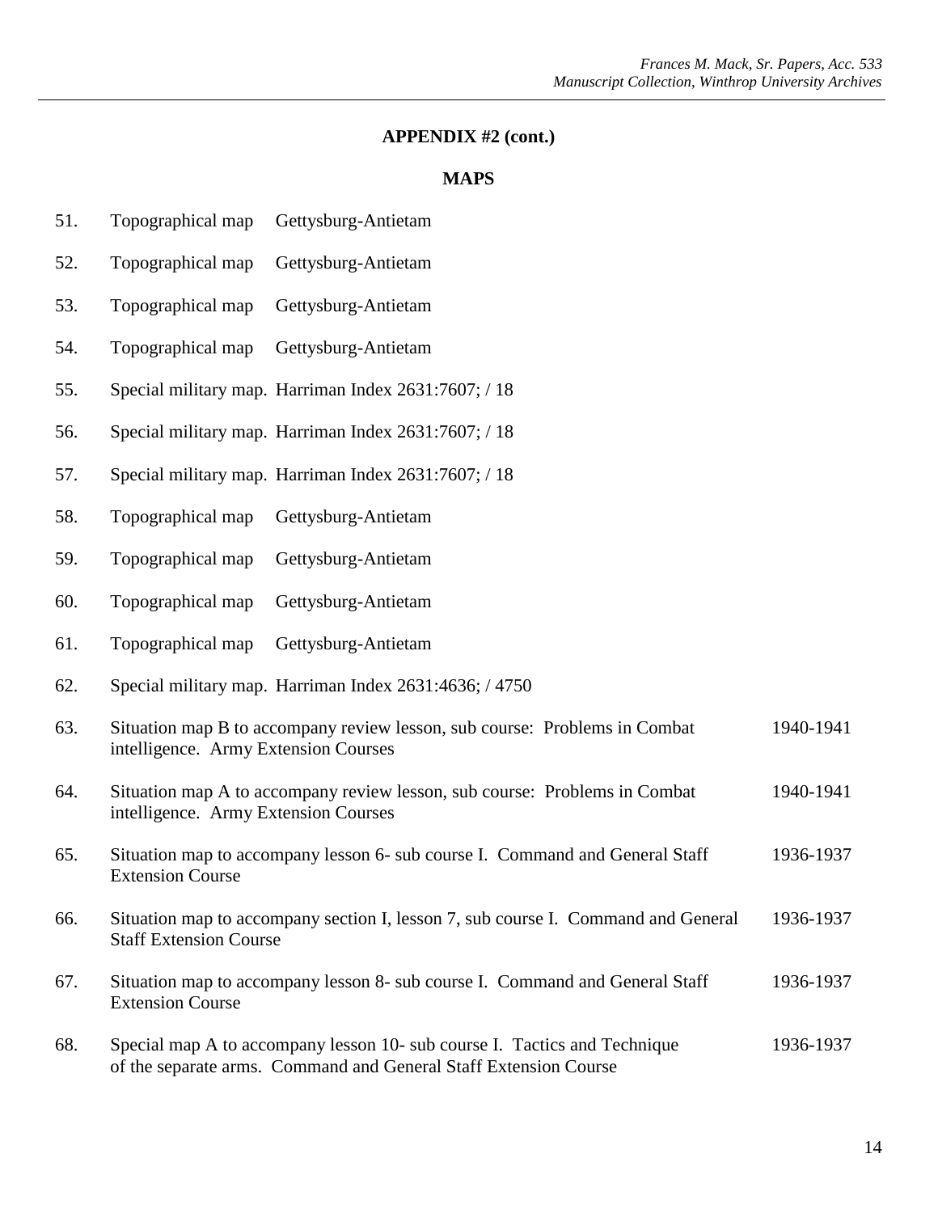**APPENDIX #2 (cont.)**

**MAPS**

51. Topographical map Gettysburg-Antietam
52. Topographical map Gettysburg-Antietam
53. Topographical map Gettysburg-Antietam
54. Topographical map Gettysburg-Antietam
55. Special military map. Harriman Index 2631:7607; / 18
56. Special military map. Harriman Index 2631:7607; / 18
57. Special military map. Harriman Index 2631:7607; / 18
58. Topographical map Gettysburg-Antietam
59. Topographical map Gettysburg-Antietam
60. Topographical map Gettysburg-Antietam
61. Topographical map Gettysburg-Antietam
62. Special military map. Harriman Index 2631:4636; / 4750
63. Situation map B to accompany review lesson, sub course: Problems in Combat intelligence. Army Extension Courses 1940-1941
64. Situation map A to accompany review lesson, sub course: Problems in Combat intelligence. Army Extension Courses 1940-1941
65. Situation map to accompany lesson 6- sub course I. Command and General Staff Extension Course 1936-1937
66. Situation map to accompany section I, lesson 7, sub course I. Command and General Staff Extension Course 1936-1937
67. Situation map to accompany lesson 8- sub course I. Command and General Staff Extension Course 1936-1937
68. Special map A to accompany lesson 10- sub course I. Tactics and Technique of the separate arms. Command and General Staff Extension Course 1936-1937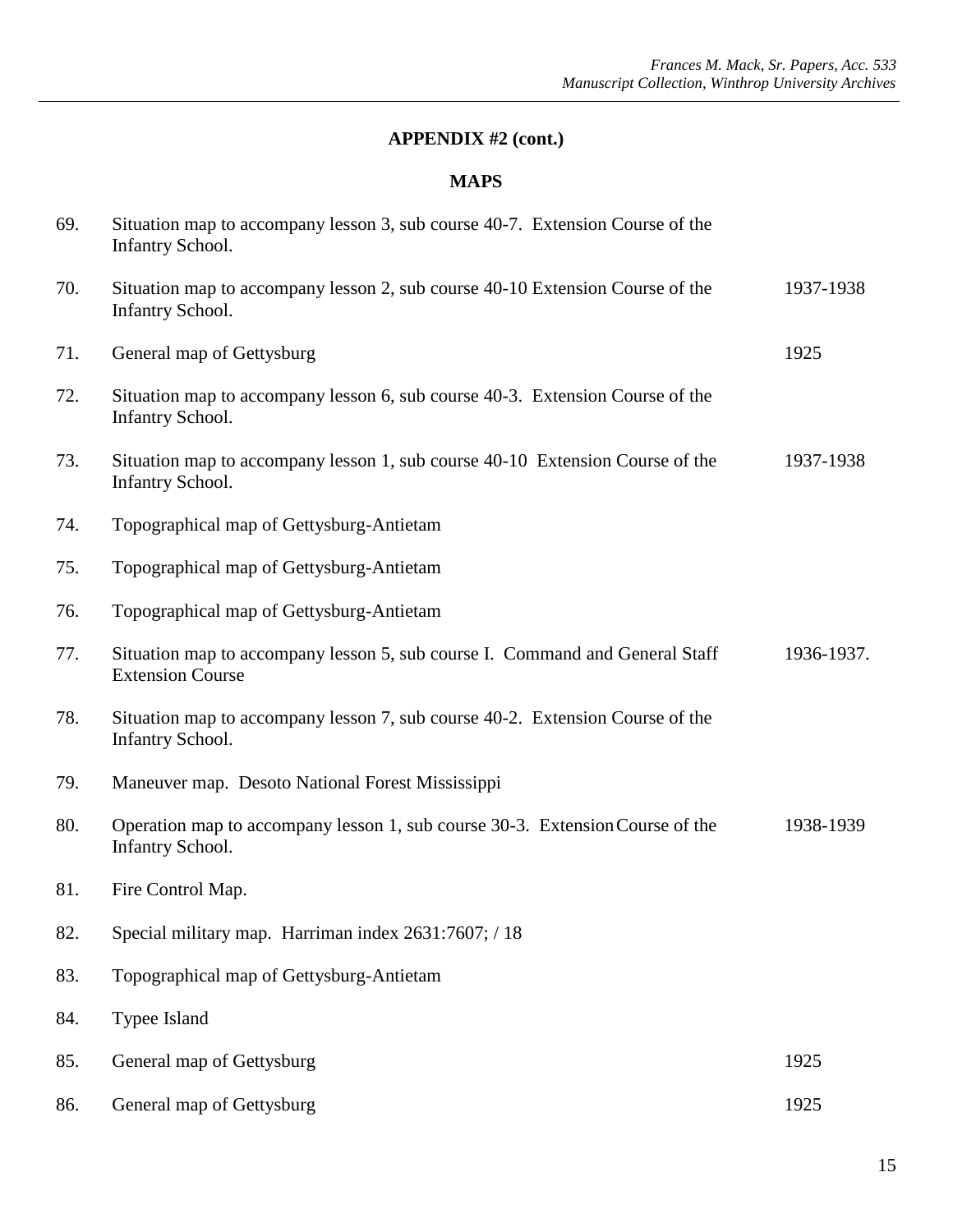## APPENDIX #2 (cont.)

### MAPS

| No. | Description | Date |
|---|---|---|
| 69. | Situation map to accompany lesson 3, sub course 40-7. Extension Course of the Infantry School. | |
| 70. | Situation map to accompany lesson 2, sub course 40-10 Extension Course of the Infantry School. | 1937-1938 |
| 71. | General map of Gettysburg | 1925 |
| 72. | Situation map to accompany lesson 6, sub course 40-3. Extension Course of the Infantry School. | |
| 73. | Situation map to accompany lesson 1, sub course 40-10 Extension Course of the Infantry School. | 1937-1938 |
| 74. | Topographical map of Gettysburg-Antietam | |
| 75. | Topographical map of Gettysburg-Antietam | |
| 76. | Topographical map of Gettysburg-Antietam | |
| 77. | Situation map to accompany lesson 5, sub course I. Command and General Staff Extension Course | 1936-1937. |
| 78. | Situation map to accompany lesson 7, sub course 40-2. Extension Course of the Infantry School. | |
| 79. | Maneuver map. Desoto National Forest Mississippi | |
| 80. | Operation map to accompany lesson 1, sub course 30-3. Extension Course of the Infantry School. | 1938-1939 |
| 81. | Fire Control Map. | |
| 82. | Special military map. Harriman index 2631:7607; / 18 | |
| 83. | Topographical map of Gettysburg-Antietam | |
| 84. | Typee Island | |
| 85. | General map of Gettysburg | 1925 |
| 86. | General map of Gettysburg | 1925 |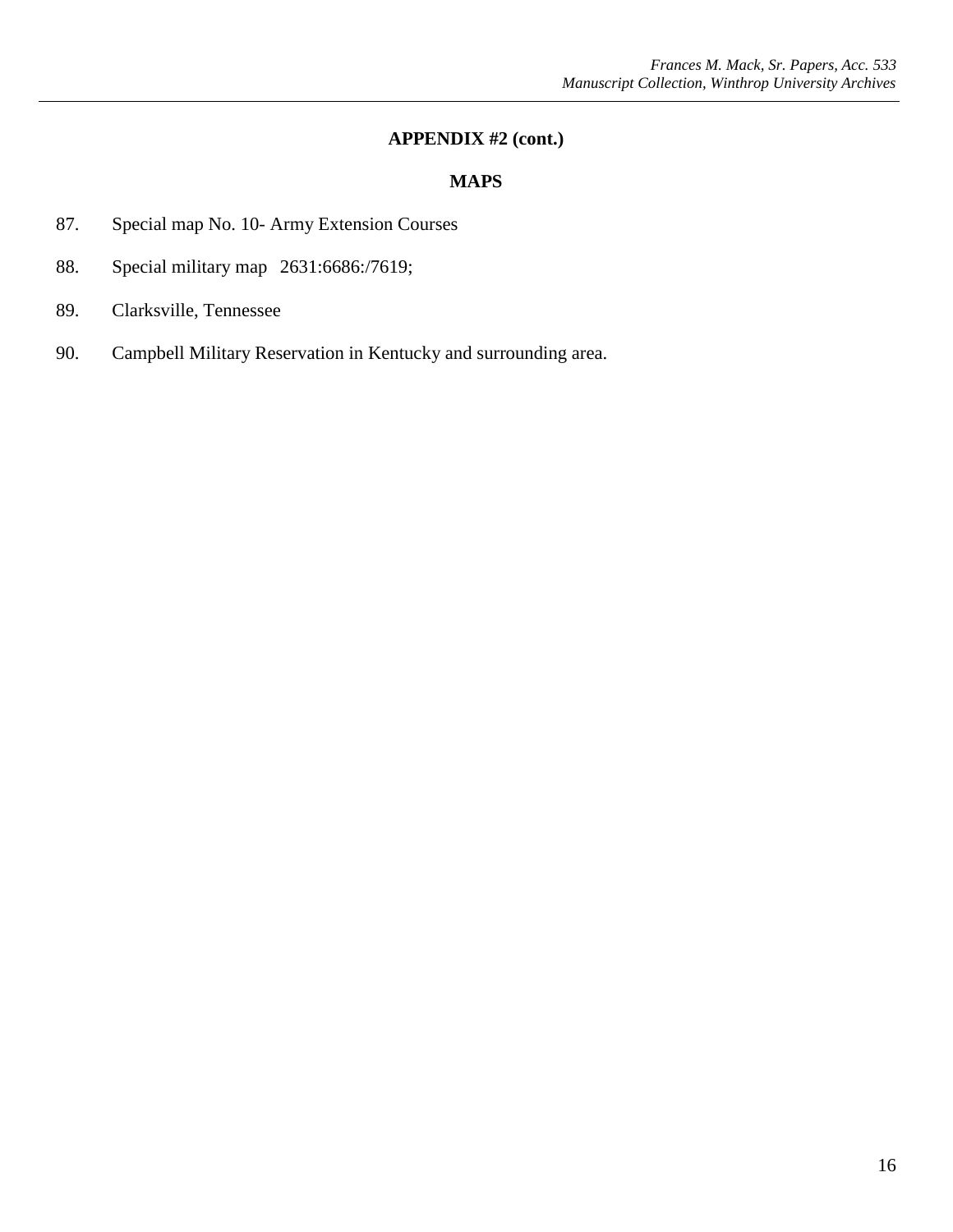## APPENDIX #2 (cont.)

## MAPS

87. Special map No. 10- Army Extension Courses

88. Special military map 2631:6686:/7619;

89. Clarksville, Tennessee

90. Campbell Military Reservation in Kentucky and surrounding area.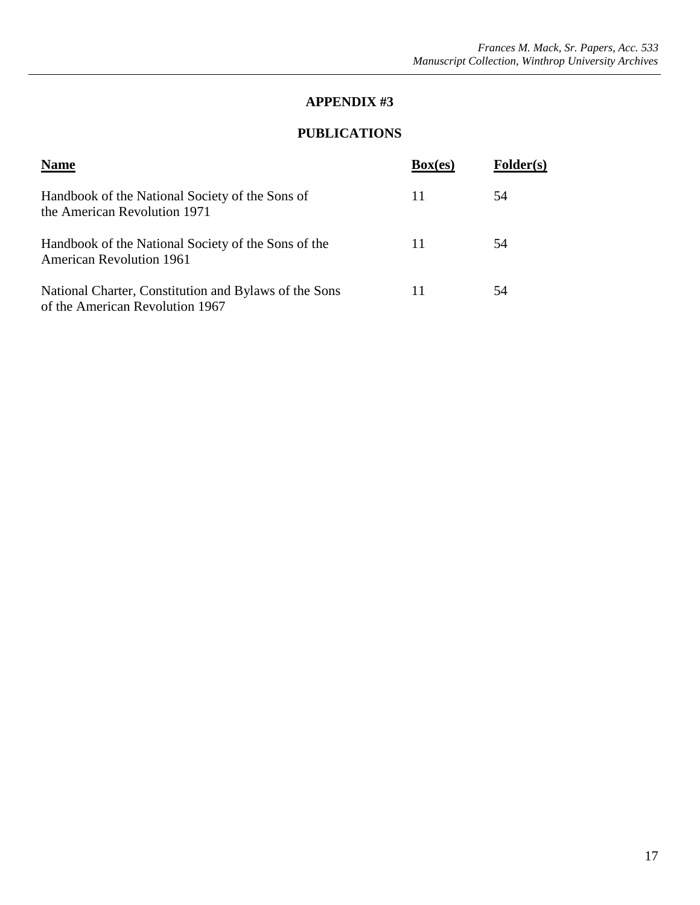## APPENDIX #3

## PUBLICATIONS

| Name | Box(es) | Folder(s) |
|---|---|---|
| Handbook of the National Society of the Sons of the American Revolution 1971 | 11 | 54 |
| Handbook of the National Society of the Sons of the American Revolution 1961 | 11 | 54 |
| National Charter, Constitution and Bylaws of the Sons of the American Revolution 1967 | 11 | 54 |